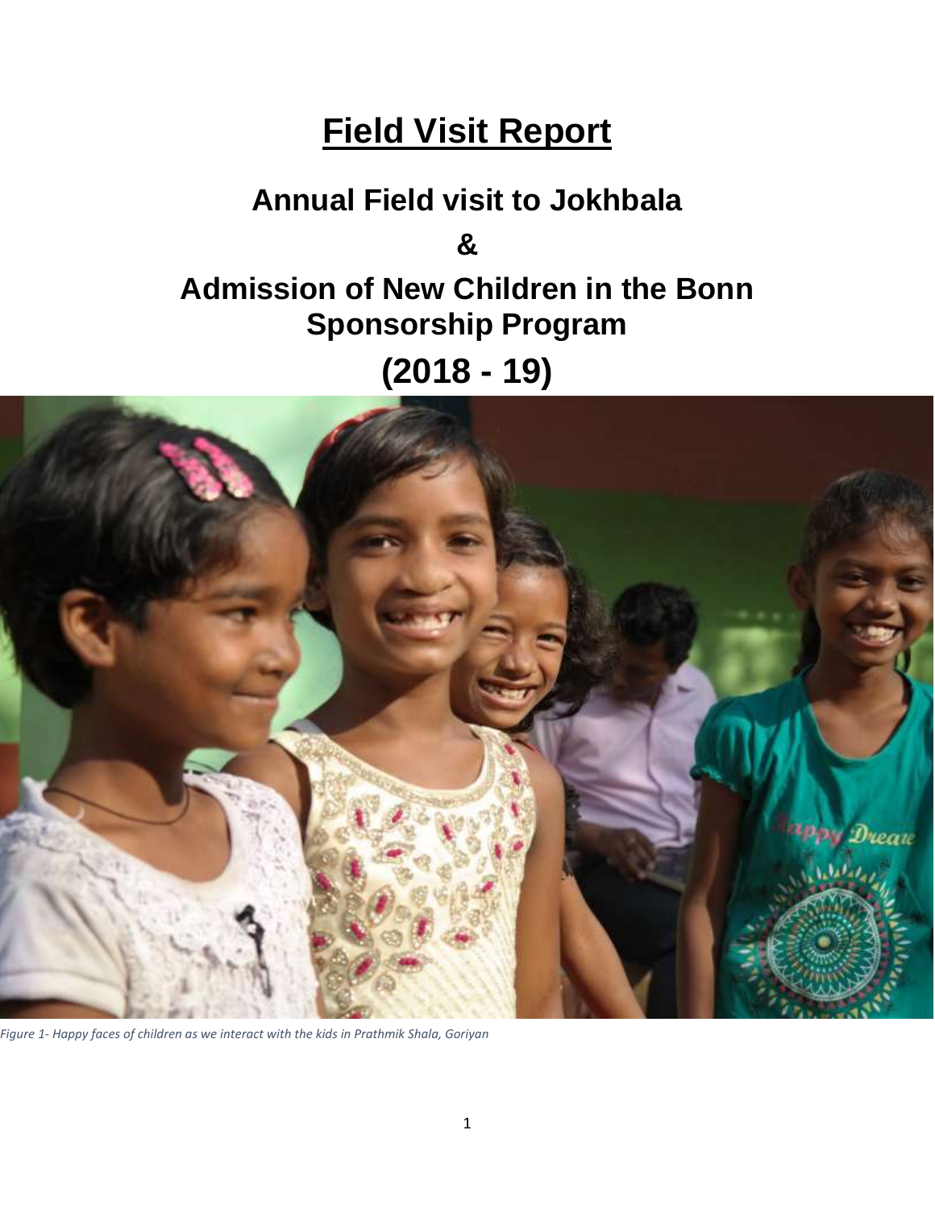# Field Visit Report

## Annual Field visit to Jokhbala

## &

## Admission of New Children in the Bonn Sponsorship Program

## (2018 - 19)

*Figure 1- Happy faces of children as we interact with the kids in Prathmik Shala, Goriyan*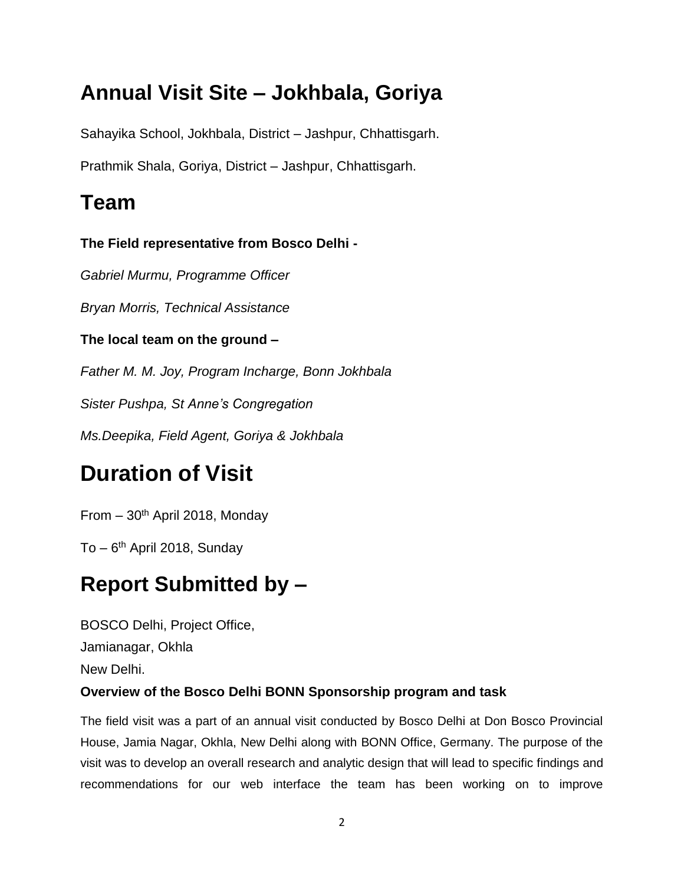## Annual Visit Site – Jokhbala, Goriya

Sahayika School, Jokhbala, District – Jashpur, Chhattisgarh.

Prathmik Shala, Goriya, District – Jashpur, Chhattisgarh.

## Team

**The Field representative from Bosco Delhi -**

*Gabriel Murmu, Programme Officer*

*Bryan Morris, Technical Assistance*

**The local team on the ground –**

*Father M. M. Joy, Program Incharge, Bonn Jokhbala*

*Sister Pushpa, St Anne's Congregation*

*Ms.Deepika, Field Agent, Goriya & Jokhbala*

# Duration of Visit

From – 30th April 2018, Monday

To – 6th April 2018, Sunday

# Report Submitted by –

BOSCO Delhi, Project Office,
Jamianagar, Okhla
New Delhi.

**Overview of the Bosco Delhi BONN Sponsorship program and task**

The field visit was a part of an annual visit conducted by Bosco Delhi at Don Bosco Provincial House, Jamia Nagar, Okhla, New Delhi along with BONN Office, Germany. The purpose of the visit was to develop an overall research and analytic design that will lead to specific findings and recommendations for our web interface the team has been working on to improve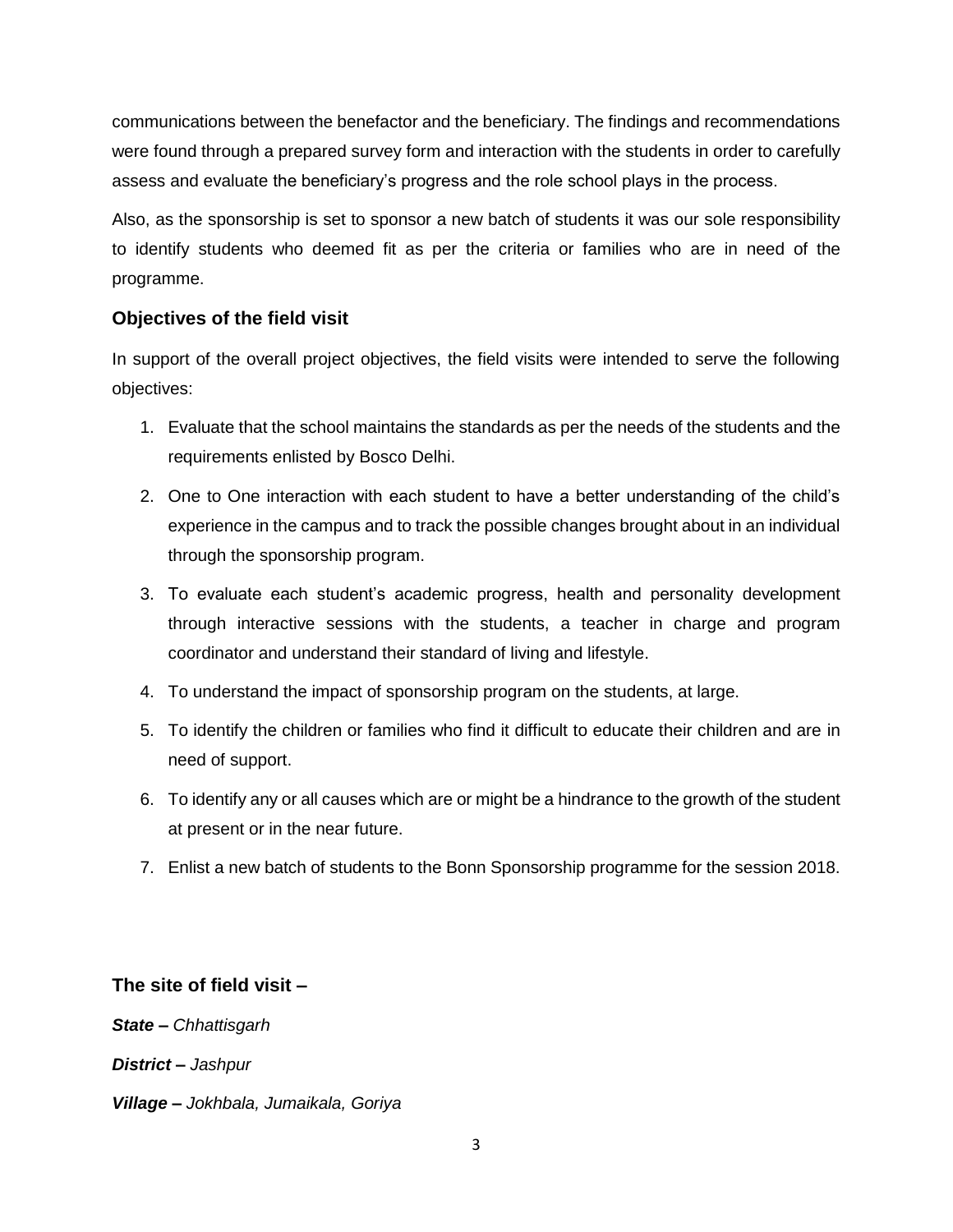communications between the benefactor and the beneficiary. The findings and recommendations were found through a prepared survey form and interaction with the students in order to carefully assess and evaluate the beneficiary's progress and the role school plays in the process.

Also, as the sponsorship is set to sponsor a new batch of students it was our sole responsibility to identify students who deemed fit as per the criteria or families who are in need of the programme.

### Objectives of the field visit

In support of the overall project objectives, the field visits were intended to serve the following objectives:

1. Evaluate that the school maintains the standards as per the needs of the students and the requirements enlisted by Bosco Delhi.
2. One to One interaction with each student to have a better understanding of the child's experience in the campus and to track the possible changes brought about in an individual through the sponsorship program.
3. To evaluate each student's academic progress, health and personality development through interactive sessions with the students, a teacher in charge and program coordinator and understand their standard of living and lifestyle.
4. To understand the impact of sponsorship program on the students, at large.
5. To identify the children or families who find it difficult to educate their children and are in need of support.
6. To identify any or all causes which are or might be a hindrance to the growth of the student at present or in the near future.
7. Enlist a new batch of students to the Bonn Sponsorship programme for the session 2018.

### The site of field visit –

***State –*** *Chhattisgarh*

***District –*** *Jashpur*

***Village –*** *Jokhbala, Jumaikala, Goriya*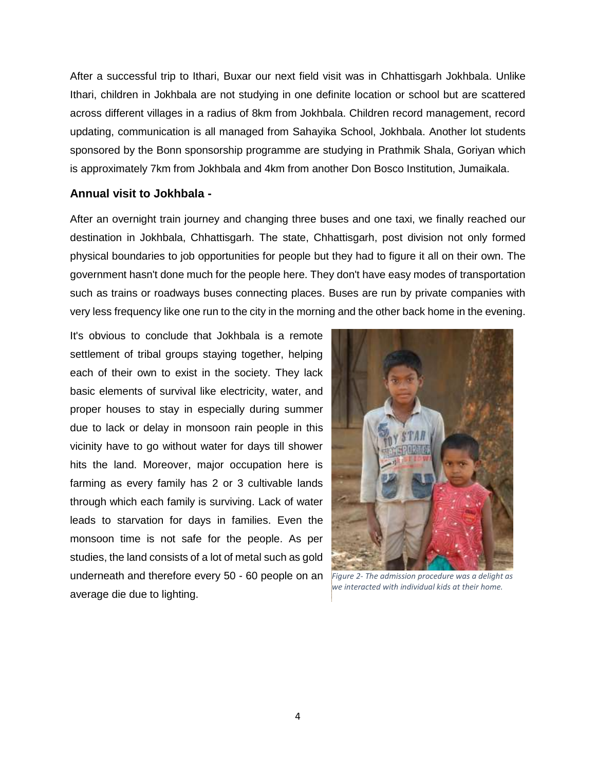After a successful trip to Ithari, Buxar our next field visit was in Chhattisgarh Jokhbala. Unlike Ithari, children in Jokhbala are not studying in one definite location or school but are scattered across different villages in a radius of 8km from Jokhbala. Children record management, record updating, communication is all managed from Sahayika School, Jokhbala. Another lot students sponsored by the Bonn sponsorship programme are studying in Prathmik Shala, Goriyan which is approximately 7km from Jokhbala and 4km from another Don Bosco Institution, Jumaikala.

### Annual visit to Jokhbala -

After an overnight train journey and changing three buses and one taxi, we finally reached our destination in Jokhbala, Chhattisgarh. The state, Chhattisgarh, post division not only formed physical boundaries to job opportunities for people but they had to figure it all on their own. The government hasn't done much for the people here. They don't have easy modes of transportation such as trains or roadways buses connecting places. Buses are run by private companies with very less frequency like one run to the city in the morning and the other back home in the evening.

It's obvious to conclude that Jokhbala is a remote settlement of tribal groups staying together, helping each of their own to exist in the society. They lack basic elements of survival like electricity, water, and proper houses to stay in especially during summer due to lack or delay in monsoon rain people in this vicinity have to go without water for days till shower hits the land. Moreover, major occupation here is farming as every family has 2 or 3 cultivable lands through which each family is surviving. Lack of water leads to starvation for days in families. Even the monsoon time is not safe for the people. As per studies, the land consists of a lot of metal such as gold underneath and therefore every 50 - 60 people on an average die due to lighting.

*Figure 2- The admission procedure was a delight as we interacted with individual kids at their home.*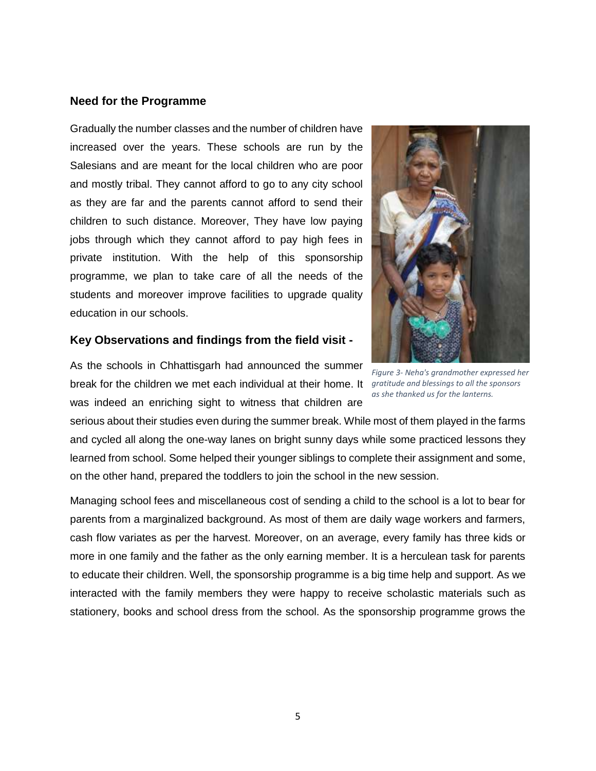### Need for the Programme

Gradually the number classes and the number of children have increased over the years. These schools are run by the Salesians and are meant for the local children who are poor and mostly tribal. They cannot afford to go to any city school as they are far and the parents cannot afford to send their children to such distance. Moreover, They have low paying jobs through which they cannot afford to pay high fees in private institution. With the help of this sponsorship programme, we plan to take care of all the needs of the students and moreover improve facilities to upgrade quality education in our schools.

### Key Observations and findings from the field visit -

*Figure 3- Neha's grandmother expressed her gratitude and blessings to all the sponsors as she thanked us for the lanterns.*

As the schools in Chhattisgarh had announced the summer break for the children we met each individual at their home. It was indeed an enriching sight to witness that children are serious about their studies even during the summer break. While most of them played in the farms and cycled all along the one-way lanes on bright sunny days while some practiced lessons they learned from school. Some helped their younger siblings to complete their assignment and some, on the other hand, prepared the toddlers to join the school in the new session.

Managing school fees and miscellaneous cost of sending a child to the school is a lot to bear for parents from a marginalized background. As most of them are daily wage workers and farmers, cash flow variates as per the harvest. Moreover, on an average, every family has three kids or more in one family and the father as the only earning member. It is a herculean task for parents to educate their children. Well, the sponsorship programme is a big time help and support. As we interacted with the family members they were happy to receive scholastic materials such as stationery, books and school dress from the school. As the sponsorship programme grows the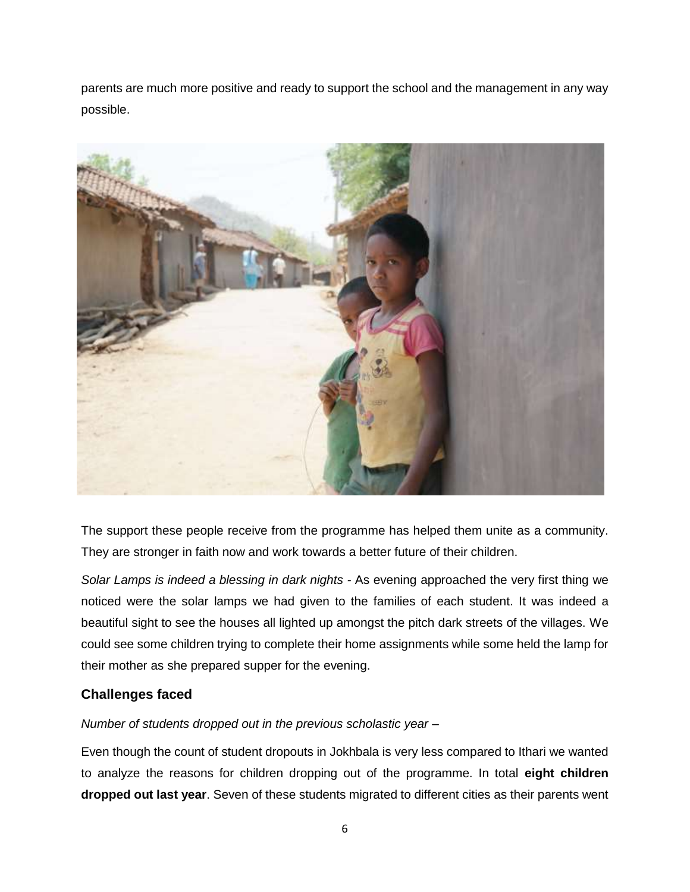parents are much more positive and ready to support the school and the management in any way possible.

The support these people receive from the programme has helped them unite as a community. They are stronger in faith now and work towards a better future of their children.

*Solar Lamps is indeed a blessing in dark nights* - As evening approached the very first thing we noticed were the solar lamps we had given to the families of each student. It was indeed a beautiful sight to see the houses all lighted up amongst the pitch dark streets of the villages. We could see some children trying to complete their home assignments while some held the lamp for their mother as she prepared supper for the evening.

### Challenges faced

*Number of students dropped out in the previous scholastic year –*

Even though the count of student dropouts in Jokhbala is very less compared to Ithari we wanted to analyze the reasons for children dropping out of the programme. In total **eight children dropped out last year**. Seven of these students migrated to different cities as their parents went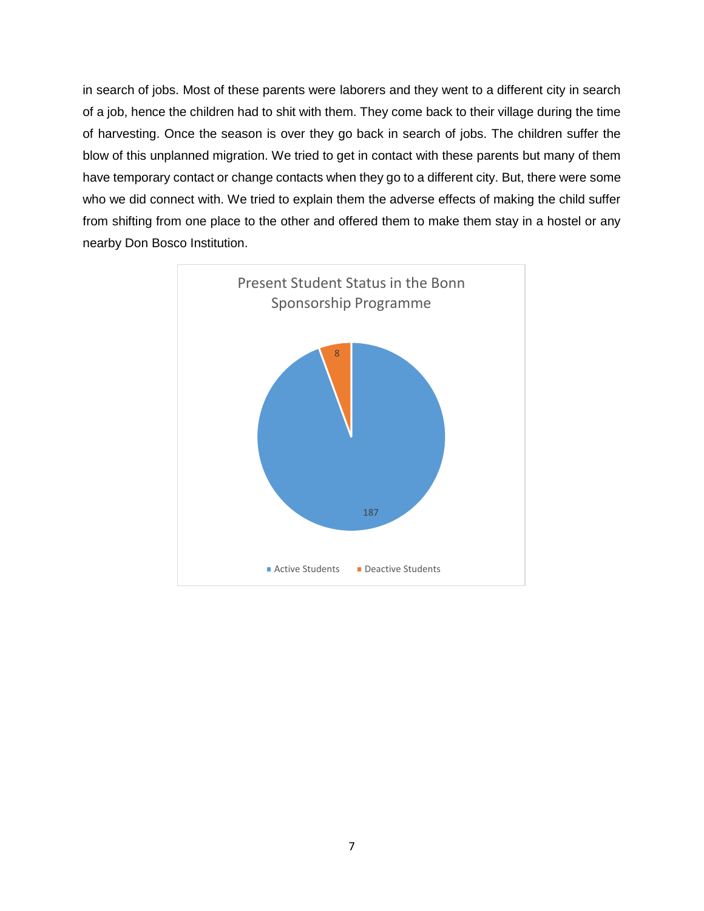in search of jobs. Most of these parents were laborers and they went to a different city in search of a job, hence the children had to shit with them. They come back to their village during the time of harvesting. Once the season is over they go back in search of jobs. The children suffer the blow of this unplanned migration. We tried to get in contact with these parents but many of them have temporary contact or change contacts when they go to a different city. But, there were some who we did connect with. We tried to explain them the adverse effects of making the child suffer from shifting from one place to the other and offered them to make them stay in a hostel or any nearby Don Bosco Institution.

Present Student Status in the Bonn Sponsorship Programme

| Status | Number |
|---|---|
| Active Students | 187 |
| Deactive Students | 8 |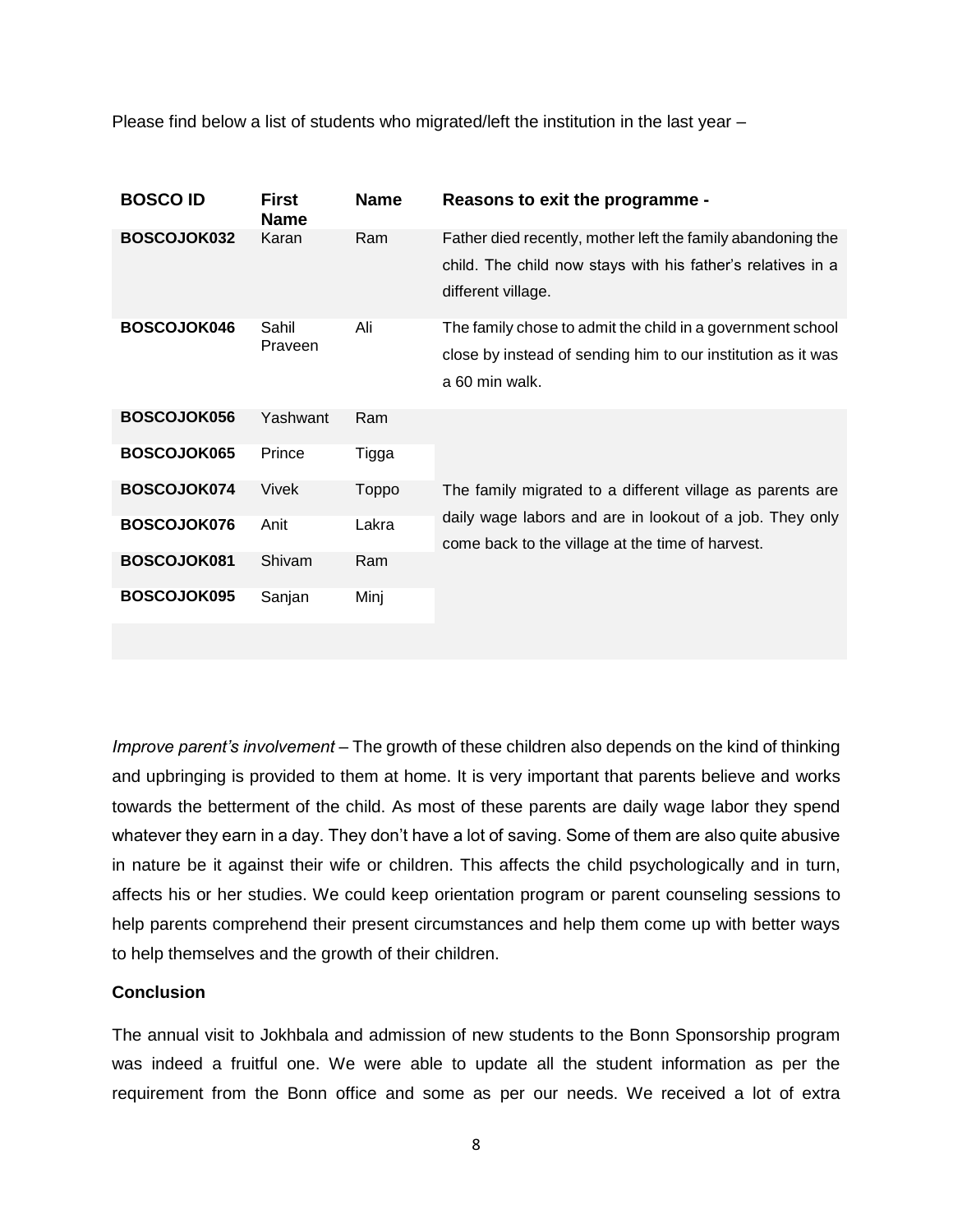Please find below a list of students who migrated/left the institution in the last year –

| BOSCO ID | First Name | Name | Reasons to exit the programme - |
| --- | --- | --- | --- |
| BOSCOJOK032 | Karan | Ram | Father died recently, mother left the family abandoning the child. The child now stays with his father's relatives in a different village. |
| BOSCOJOK046 | Sahil Praveen | Ali | The family chose to admit the child in a government school close by instead of sending him to our institution as it was a 60 min walk. |
| BOSCOJOK056 | Yashwant | Ram | The family migrated to a different village as parents are daily wage labors and are in lookout of a job. They only come back to the village at the time of harvest. |
| BOSCOJOK065 | Prince | Tigga | |
| BOSCOJOK074 | Vivek | Toppo | |
| BOSCOJOK076 | Anit | Lakra | |
| BOSCOJOK081 | Shivam | Ram | |
| BOSCOJOK095 | Sanjan | Minj | |

*Improve parent's involvement* – The growth of these children also depends on the kind of thinking and upbringing is provided to them at home. It is very important that parents believe and works towards the betterment of the child. As most of these parents are daily wage labor they spend whatever they earn in a day. They don't have a lot of saving. Some of them are also quite abusive in nature be it against their wife or children. This affects the child psychologically and in turn, affects his or her studies. We could keep orientation program or parent counseling sessions to help parents comprehend their present circumstances and help them come up with better ways to help themselves and the growth of their children.

**Conclusion**

The annual visit to Jokhbala and admission of new students to the Bonn Sponsorship program was indeed a fruitful one. We were able to update all the student information as per the requirement from the Bonn office and some as per our needs. We received a lot of extra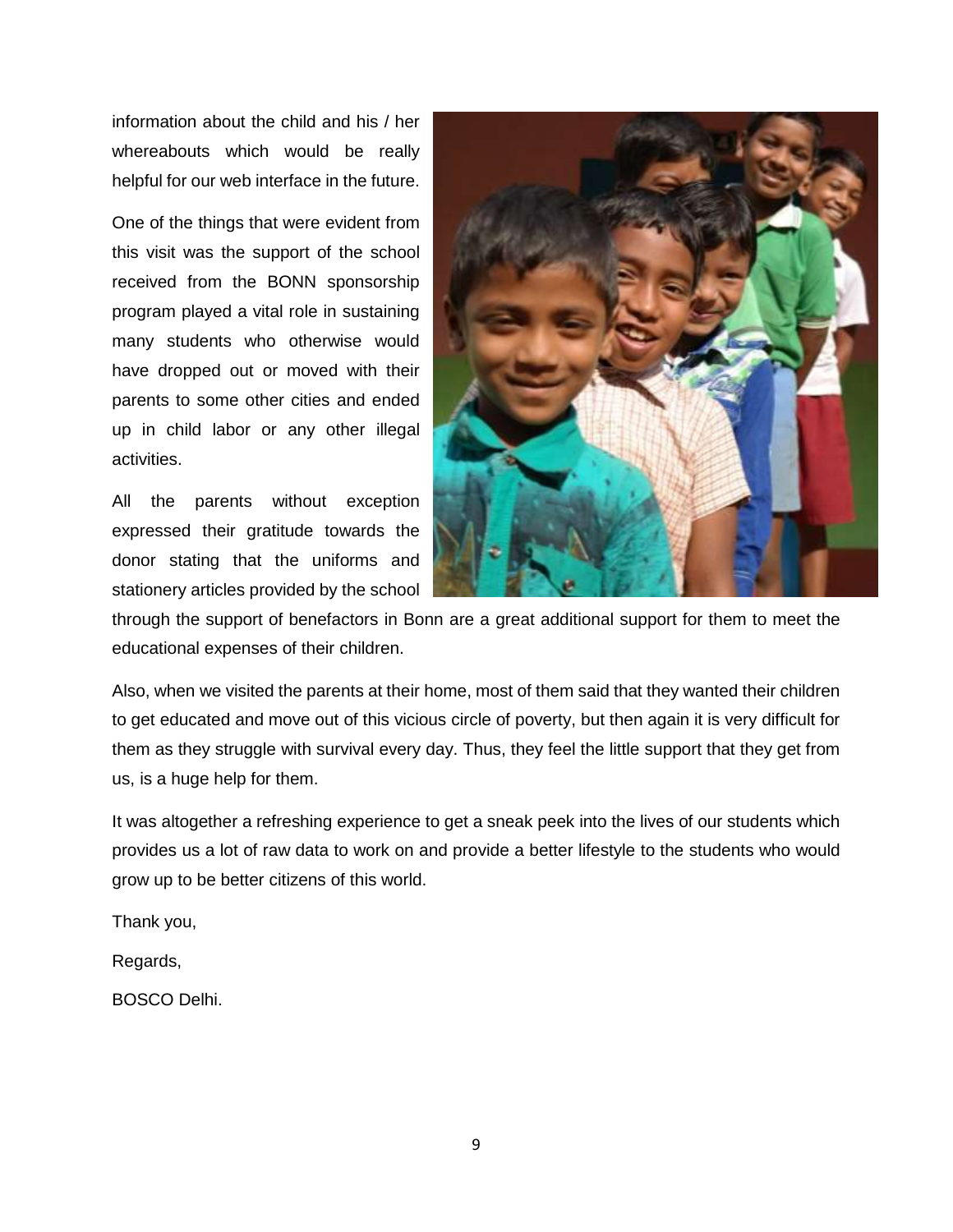information about the child and his / her whereabouts which would be really helpful for our web interface in the future.

One of the things that were evident from this visit was the support of the school received from the BONN sponsorship program played a vital role in sustaining many students who otherwise would have dropped out or moved with their parents to some other cities and ended up in child labor or any other illegal activities.

All the parents without exception expressed their gratitude towards the donor stating that the uniforms and stationery articles provided by the school through the support of benefactors in Bonn are a great additional support for them to meet the educational expenses of their children.

Also, when we visited the parents at their home, most of them said that they wanted their children to get educated and move out of this vicious circle of poverty, but then again it is very difficult for them as they struggle with survival every day. Thus, they feel the little support that they get from us, is a huge help for them.

It was altogether a refreshing experience to get a sneak peek into the lives of our students which provides us a lot of raw data to work on and provide a better lifestyle to the students who would grow up to be better citizens of this world.

Thank you,

Regards,

BOSCO Delhi.